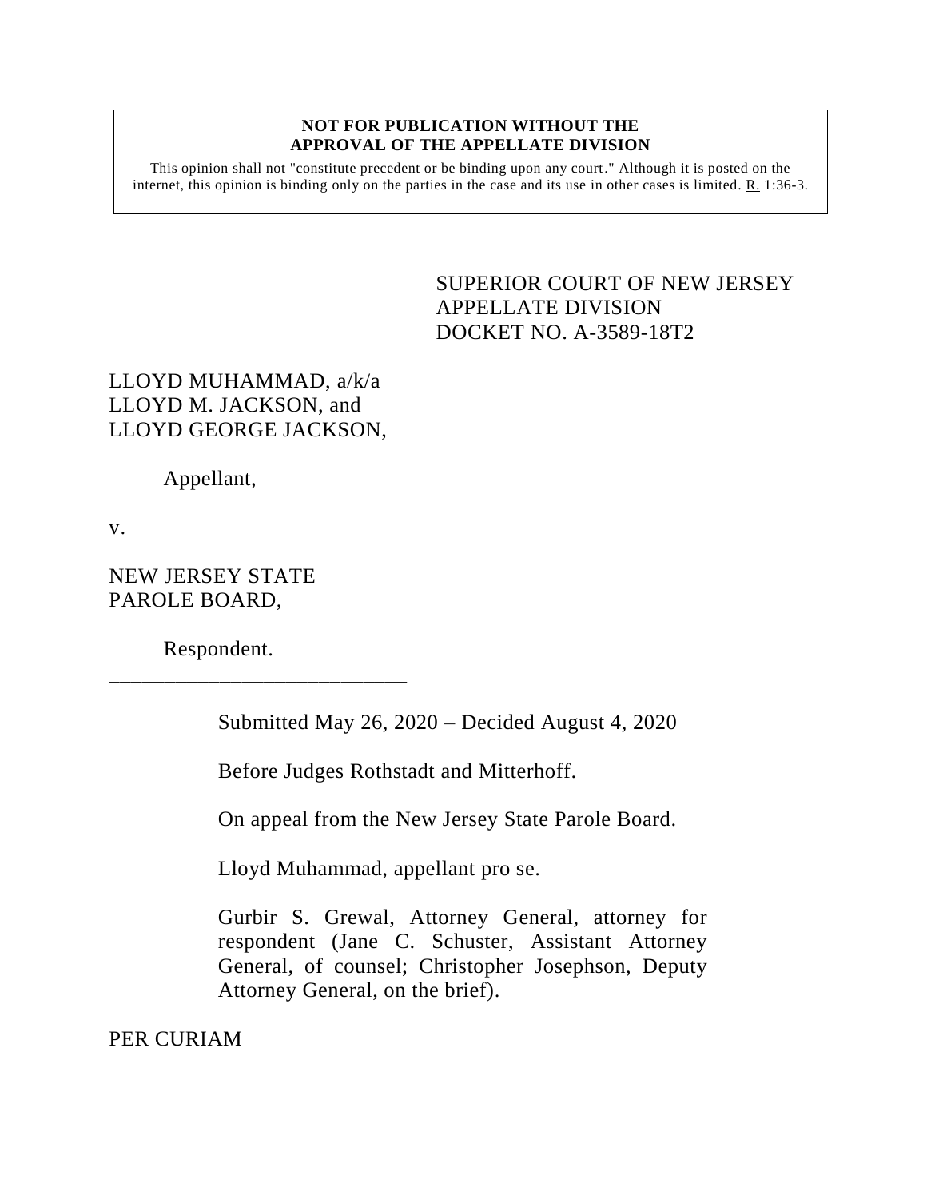**NOT FOR PUBLICATION WITHOUT THE APPROVAL OF THE APPELLATE DIVISION**

This opinion shall not "constitute precedent or be binding upon any court." Although it is posted on the internet, this opinion is binding only on the parties in the case and its use in other cases is limited. R. 1:36-3.

SUPERIOR COURT OF NEW JERSEY
APPELLATE DIVISION
DOCKET NO. A-3589-18T2

LLOYD MUHAMMAD, a/k/a
LLOYD M. JACKSON, and
LLOYD GEORGE JACKSON,

Appellant,

v.

NEW JERSEY STATE
PAROLE BOARD,

Respondent.

---

Submitted May 26, 2020 – Decided August 4, 2020

Before Judges Rothstadt and Mitterhoff.

On appeal from the New Jersey State Parole Board.

Lloyd Muhammad, appellant pro se.

Gurbir S. Grewal, Attorney General, attorney for respondent (Jane C. Schuster, Assistant Attorney General, of counsel; Christopher Josephson, Deputy Attorney General, on the brief).

PER CURIAM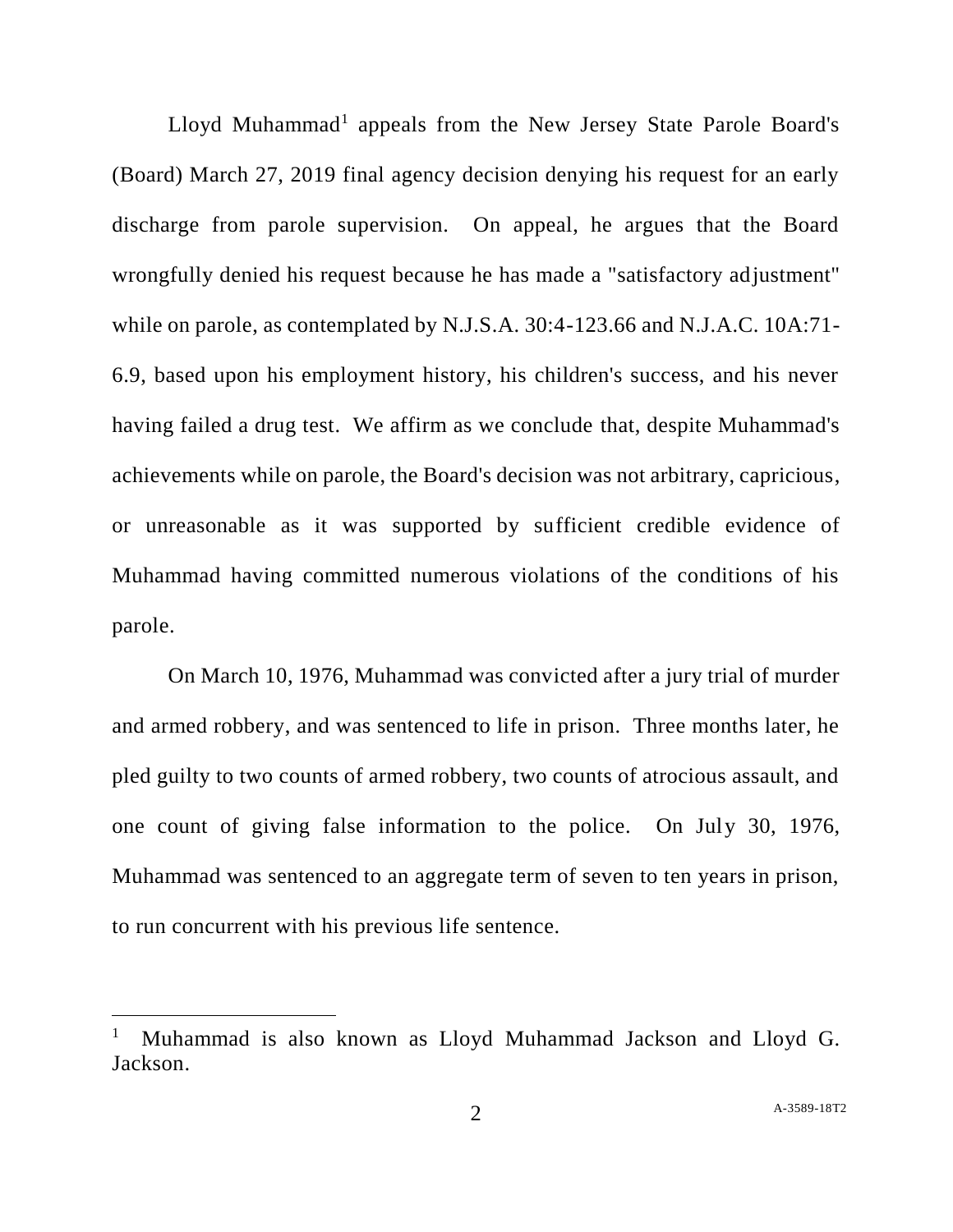Lloyd Muhammad[1] appeals from the New Jersey State Parole Board's (Board) March 27, 2019 final agency decision denying his request for an early discharge from parole supervision. On appeal, he argues that the Board wrongfully denied his request because he has made a "satisfactory adjustment" while on parole, as contemplated by N.J.S.A. 30:4-123.66 and N.J.A.C. 10A:71-6.9, based upon his employment history, his children's success, and his never having failed a drug test. We affirm as we conclude that, despite Muhammad's achievements while on parole, the Board's decision was not arbitrary, capricious, or unreasonable as it was supported by sufficient credible evidence of Muhammad having committed numerous violations of the conditions of his parole.

On March 10, 1976, Muhammad was convicted after a jury trial of murder and armed robbery, and was sentenced to life in prison. Three months later, he pled guilty to two counts of armed robbery, two counts of atrocious assault, and one count of giving false information to the police. On July 30, 1976, Muhammad was sentenced to an aggregate term of seven to ten years in prison, to run concurrent with his previous life sentence.

[1] Muhammad is also known as Lloyd Muhammad Jackson and Lloyd G. Jackson.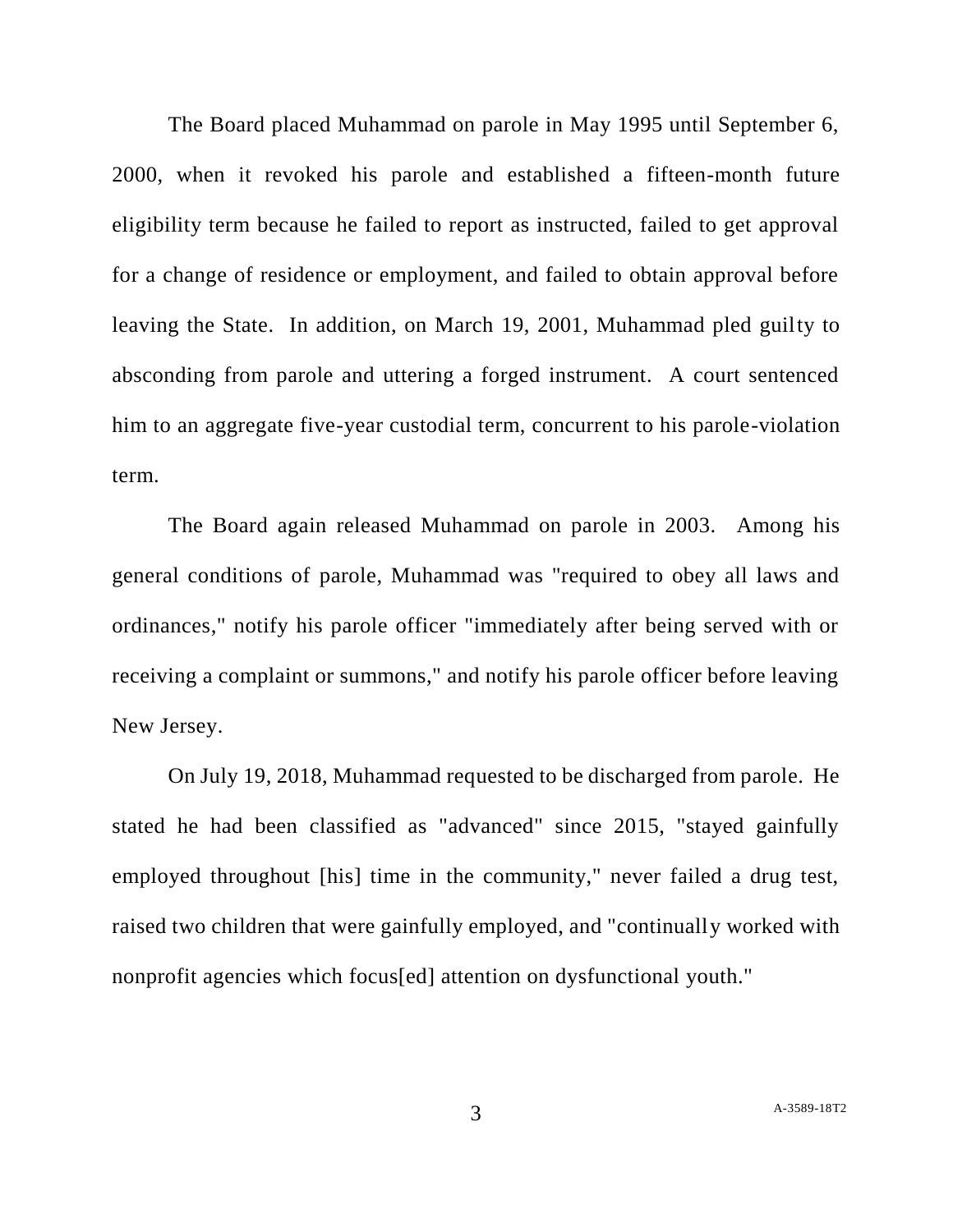The Board placed Muhammad on parole in May 1995 until September 6, 2000, when it revoked his parole and established a fifteen-month future eligibility term because he failed to report as instructed, failed to get approval for a change of residence or employment, and failed to obtain approval before leaving the State. In addition, on March 19, 2001, Muhammad pled guilty to absconding from parole and uttering a forged instrument. A court sentenced him to an aggregate five-year custodial term, concurrent to his parole-violation term.

The Board again released Muhammad on parole in 2003. Among his general conditions of parole, Muhammad was "required to obey all laws and ordinances," notify his parole officer "immediately after being served with or receiving a complaint or summons," and notify his parole officer before leaving New Jersey.

On July 19, 2018, Muhammad requested to be discharged from parole. He stated he had been classified as "advanced" since 2015, "stayed gainfully employed throughout [his] time in the community," never failed a drug test, raised two children that were gainfully employed, and "continually worked with nonprofit agencies which focus[ed] attention on dysfunctional youth."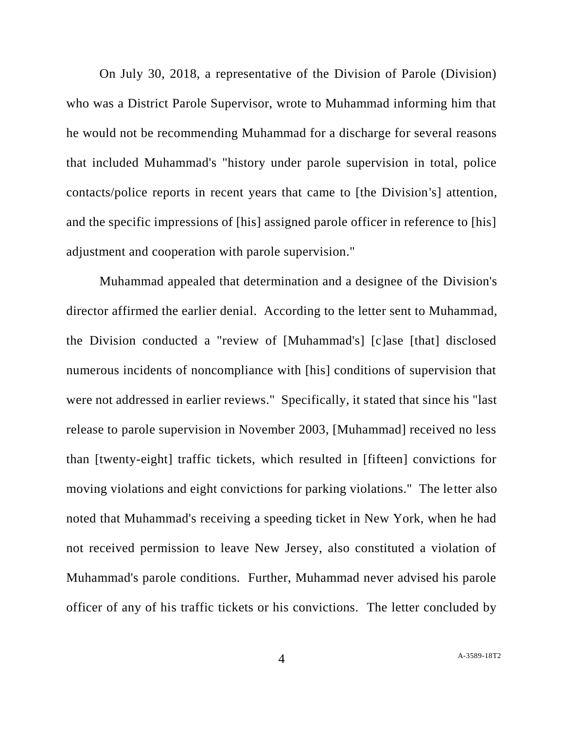On July 30, 2018, a representative of the Division of Parole (Division) who was a District Parole Supervisor, wrote to Muhammad informing him that he would not be recommending Muhammad for a discharge for several reasons that included Muhammad's "history under parole supervision in total, police contacts/police reports in recent years that came to [the Division's] attention, and the specific impressions of [his] assigned parole officer in reference to [his] adjustment and cooperation with parole supervision."

Muhammad appealed that determination and a designee of the Division's director affirmed the earlier denial. According to the letter sent to Muhammad, the Division conducted a "review of [Muhammad's] [c]ase [that] disclosed numerous incidents of noncompliance with [his] conditions of supervision that were not addressed in earlier reviews." Specifically, it stated that since his "last release to parole supervision in November 2003, [Muhammad] received no less than [twenty-eight] traffic tickets, which resulted in [fifteen] convictions for moving violations and eight convictions for parking violations." The letter also noted that Muhammad's receiving a speeding ticket in New York, when he had not received permission to leave New Jersey, also constituted a violation of Muhammad's parole conditions. Further, Muhammad never advised his parole officer of any of his traffic tickets or his convictions. The letter concluded by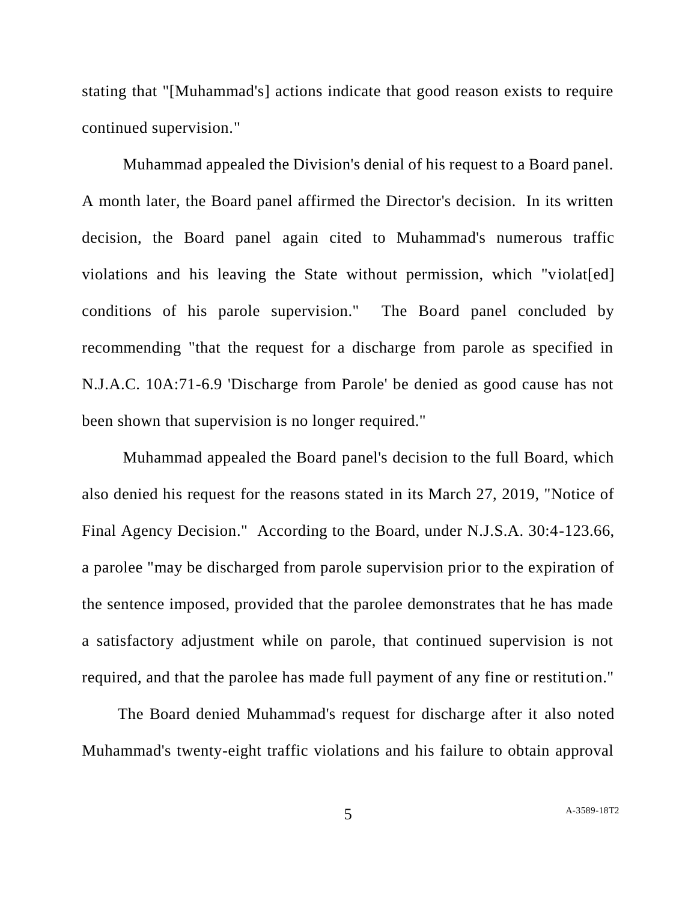stating that "[Muhammad's] actions indicate that good reason exists to require continued supervision."

Muhammad appealed the Division's denial of his request to a Board panel. A month later, the Board panel affirmed the Director's decision. In its written decision, the Board panel again cited to Muhammad's numerous traffic violations and his leaving the State without permission, which "violat[ed] conditions of his parole supervision." The Board panel concluded by recommending "that the request for a discharge from parole as specified in N.J.A.C. 10A:71-6.9 'Discharge from Parole' be denied as good cause has not been shown that supervision is no longer required."

Muhammad appealed the Board panel's decision to the full Board, which also denied his request for the reasons stated in its March 27, 2019, "Notice of Final Agency Decision." According to the Board, under N.J.S.A. 30:4-123.66, a parolee "may be discharged from parole supervision prior to the expiration of the sentence imposed, provided that the parolee demonstrates that he has made a satisfactory adjustment while on parole, that continued supervision is not required, and that the parolee has made full payment of any fine or restitution."

The Board denied Muhammad's request for discharge after it also noted Muhammad's twenty-eight traffic violations and his failure to obtain approval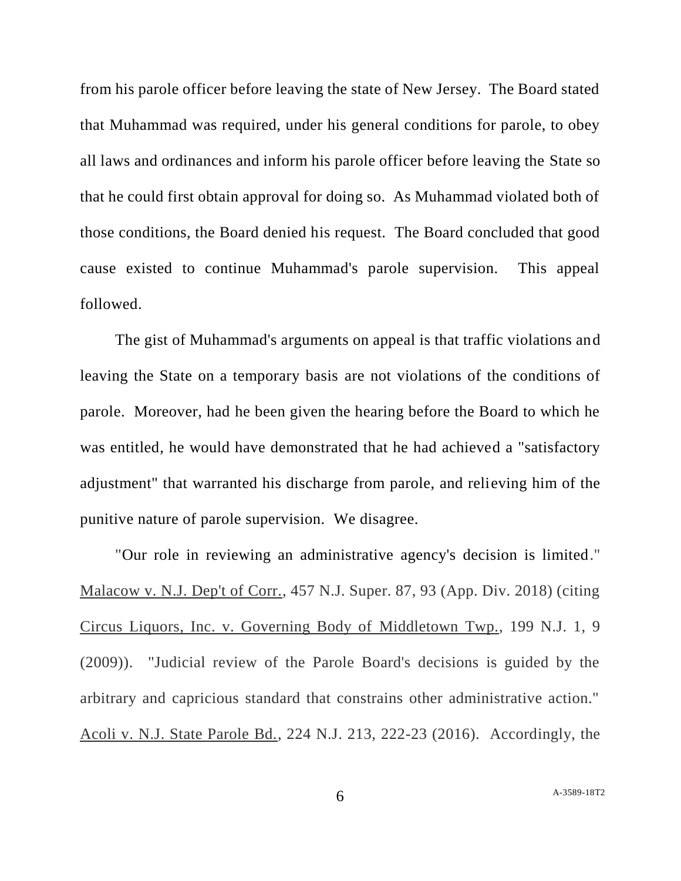from his parole officer before leaving the state of New Jersey. The Board stated that Muhammad was required, under his general conditions for parole, to obey all laws and ordinances and inform his parole officer before leaving the State so that he could first obtain approval for doing so. As Muhammad violated both of those conditions, the Board denied his request. The Board concluded that good cause existed to continue Muhammad's parole supervision. This appeal followed.

The gist of Muhammad's arguments on appeal is that traffic violations and leaving the State on a temporary basis are not violations of the conditions of parole. Moreover, had he been given the hearing before the Board to which he was entitled, he would have demonstrated that he had achieved a "satisfactory adjustment" that warranted his discharge from parole, and relieving him of the punitive nature of parole supervision. We disagree.

"Our role in reviewing an administrative agency's decision is limited." Malacow v. N.J. Dep't of Corr., 457 N.J. Super. 87, 93 (App. Div. 2018) (citing Circus Liquors, Inc. v. Governing Body of Middletown Twp., 199 N.J. 1, 9 (2009)). "Judicial review of the Parole Board's decisions is guided by the arbitrary and capricious standard that constrains other administrative action." Acoli v. N.J. State Parole Bd., 224 N.J. 213, 222-23 (2016). Accordingly, the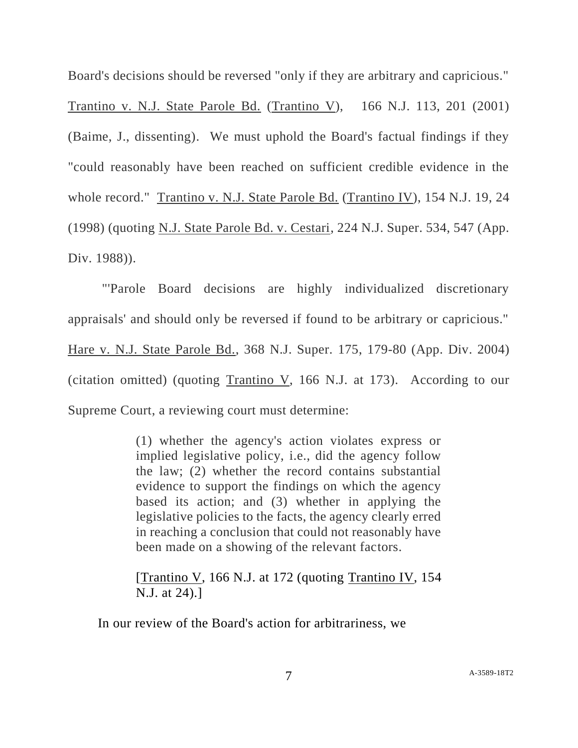Board's decisions should be reversed "only if they are arbitrary and capricious." Trantino v. N.J. State Parole Bd. (Trantino V), 166 N.J. 113, 201 (2001) (Baime, J., dissenting). We must uphold the Board's factual findings if they "could reasonably have been reached on sufficient credible evidence in the whole record." Trantino v. N.J. State Parole Bd. (Trantino IV), 154 N.J. 19, 24 (1998) (quoting N.J. State Parole Bd. v. Cestari, 224 N.J. Super. 534, 547 (App. Div. 1988)).

"'Parole Board decisions are highly individualized discretionary appraisals' and should only be reversed if found to be arbitrary or capricious." Hare v. N.J. State Parole Bd., 368 N.J. Super. 175, 179-80 (App. Div. 2004) (citation omitted) (quoting Trantino V, 166 N.J. at 173). According to our Supreme Court, a reviewing court must determine:

> (1) whether the agency's action violates express or implied legislative policy, i.e., did the agency follow the law; (2) whether the record contains substantial evidence to support the findings on which the agency based its action; and (3) whether in applying the legislative policies to the facts, the agency clearly erred in reaching a conclusion that could not reasonably have been made on a showing of the relevant factors.
>
> [Trantino V, 166 N.J. at 172 (quoting Trantino IV, 154 N.J. at 24).]

In our review of the Board's action for arbitrariness, we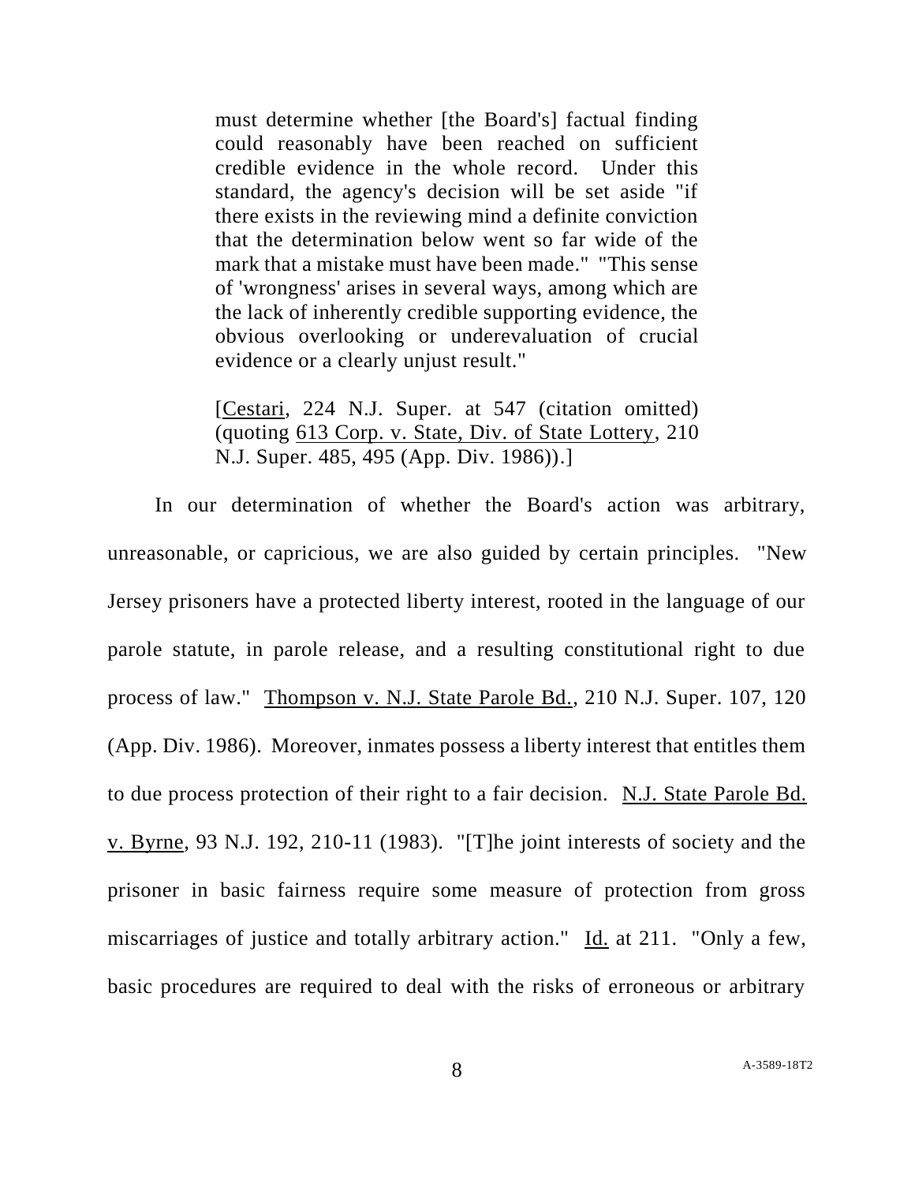> must determine whether [the Board's] factual finding could reasonably have been reached on sufficient credible evidence in the whole record. Under this standard, the agency's decision will be set aside "if there exists in the reviewing mind a definite conviction that the determination below went so far wide of the mark that a mistake must have been made." "This sense of 'wrongness' arises in several ways, among which are the lack of inherently credible supporting evidence, the obvious overlooking or underevaluation of crucial evidence or a clearly unjust result."
>
> [Cestari, 224 N.J. Super. at 547 (citation omitted) (quoting 613 Corp. v. State, Div. of State Lottery, 210 N.J. Super. 485, 495 (App. Div. 1986)).]

In our determination of whether the Board's action was arbitrary, unreasonable, or capricious, we are also guided by certain principles. "New Jersey prisoners have a protected liberty interest, rooted in the language of our parole statute, in parole release, and a resulting constitutional right to due process of law." Thompson v. N.J. State Parole Bd., 210 N.J. Super. 107, 120 (App. Div. 1986). Moreover, inmates possess a liberty interest that entitles them to due process protection of their right to a fair decision. N.J. State Parole Bd. v. Byrne, 93 N.J. 192, 210-11 (1983). "[T]he joint interests of society and the prisoner in basic fairness require some measure of protection from gross miscarriages of justice and totally arbitrary action." Id. at 211. "Only a few, basic procedures are required to deal with the risks of erroneous or arbitrary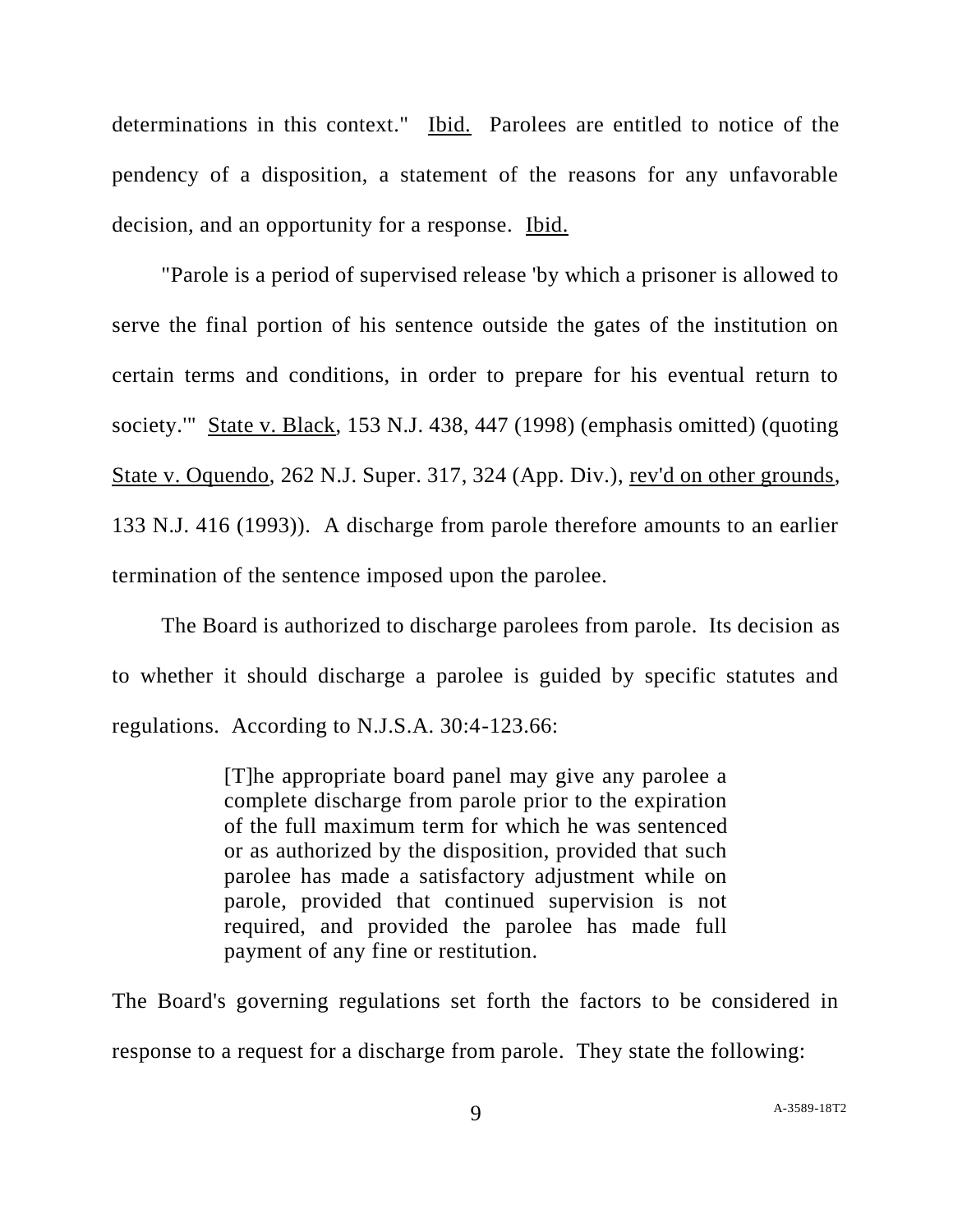determinations in this context." Ibid. Parolees are entitled to notice of the pendency of a disposition, a statement of the reasons for any unfavorable decision, and an opportunity for a response. Ibid.

"Parole is a period of supervised release 'by which a prisoner is allowed to serve the final portion of his sentence outside the gates of the institution on certain terms and conditions, in order to prepare for his eventual return to society.'" State v. Black, 153 N.J. 438, 447 (1998) (emphasis omitted) (quoting State v. Oquendo, 262 N.J. Super. 317, 324 (App. Div.), rev'd on other grounds, 133 N.J. 416 (1993)). A discharge from parole therefore amounts to an earlier termination of the sentence imposed upon the parolee.

The Board is authorized to discharge parolees from parole. Its decision as to whether it should discharge a parolee is guided by specific statutes and regulations. According to N.J.S.A. 30:4-123.66:

> [T]he appropriate board panel may give any parolee a complete discharge from parole prior to the expiration of the full maximum term for which he was sentenced or as authorized by the disposition, provided that such parolee has made a satisfactory adjustment while on parole, provided that continued supervision is not required, and provided the parolee has made full payment of any fine or restitution.

The Board's governing regulations set forth the factors to be considered in response to a request for a discharge from parole. They state the following: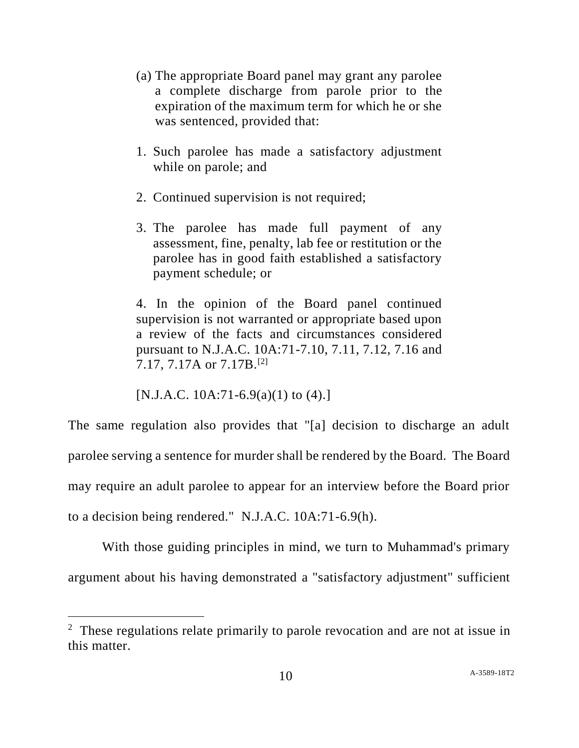> (a) The appropriate Board panel may grant any parolee a complete discharge from parole prior to the expiration of the maximum term for which he or she was sentenced, provided that:
>
> 1. Such parolee has made a satisfactory adjustment while on parole; and
>
> 2. Continued supervision is not required;
>
> 3. The parolee has made full payment of any assessment, fine, penalty, lab fee or restitution or the parolee has in good faith established a satisfactory payment schedule; or
>
> 4. In the opinion of the Board panel continued supervision is not warranted or appropriate based upon a review of the facts and circumstances considered pursuant to N.J.A.C. 10A:71-7.10, 7.11, 7.12, 7.16 and 7.17, 7.17A or 7.17B.[2]
>
> [N.J.A.C. 10A:71-6.9(a)(1) to (4).]

The same regulation also provides that "[a] decision to discharge an adult parolee serving a sentence for murder shall be rendered by the Board. The Board may require an adult parolee to appear for an interview before the Board prior to a decision being rendered." N.J.A.C. 10A:71-6.9(h).

With those guiding principles in mind, we turn to Muhammad's primary argument about his having demonstrated a "satisfactory adjustment" sufficient

---

[2] These regulations relate primarily to parole revocation and are not at issue in this matter.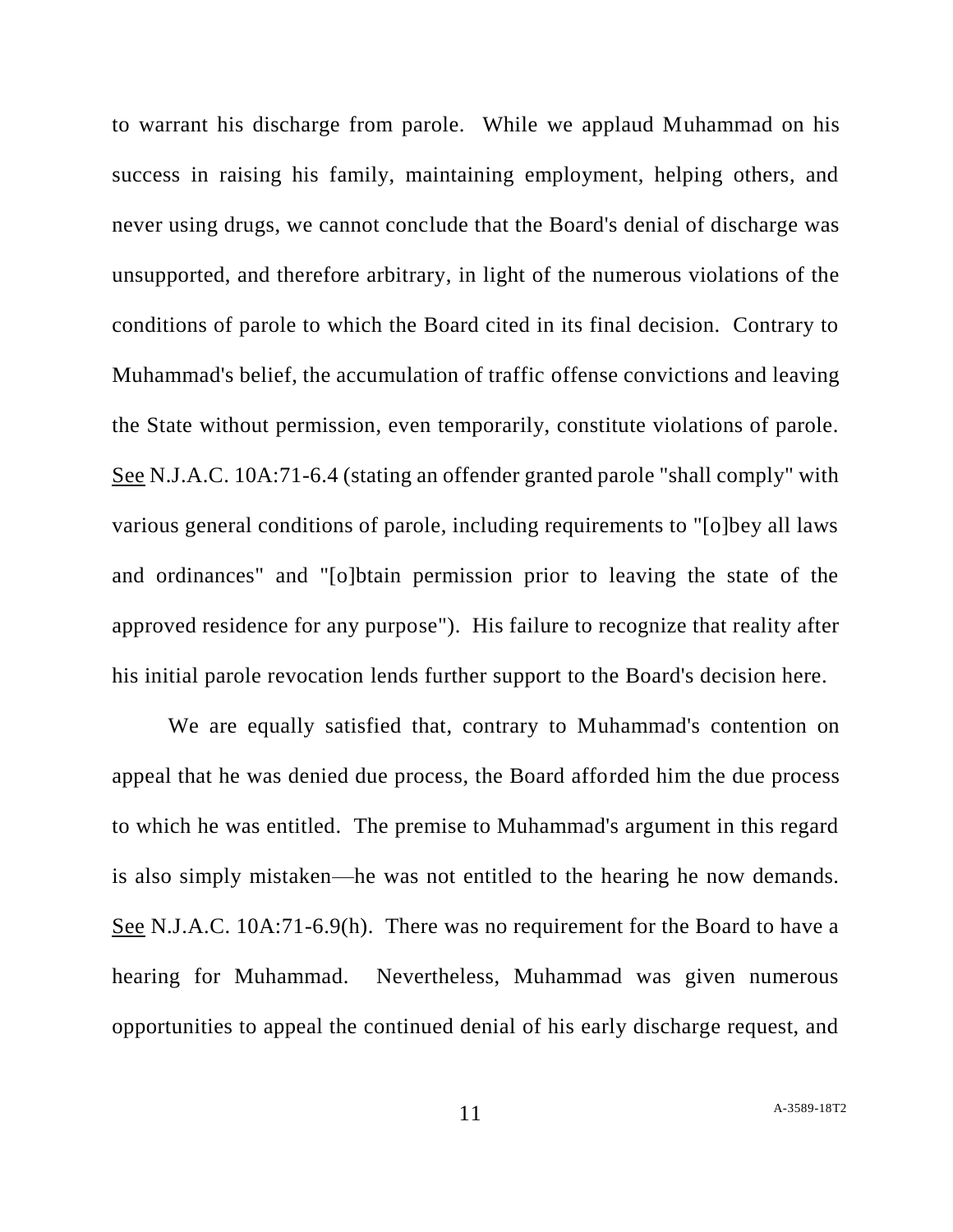to warrant his discharge from parole. While we applaud Muhammad on his success in raising his family, maintaining employment, helping others, and never using drugs, we cannot conclude that the Board's denial of discharge was unsupported, and therefore arbitrary, in light of the numerous violations of the conditions of parole to which the Board cited in its final decision. Contrary to Muhammad's belief, the accumulation of traffic offense convictions and leaving the State without permission, even temporarily, constitute violations of parole. See N.J.A.C. 10A:71-6.4 (stating an offender granted parole "shall comply" with various general conditions of parole, including requirements to "[o]bey all laws and ordinances" and "[o]btain permission prior to leaving the state of the approved residence for any purpose"). His failure to recognize that reality after his initial parole revocation lends further support to the Board's decision here.

We are equally satisfied that, contrary to Muhammad's contention on appeal that he was denied due process, the Board afforded him the due process to which he was entitled. The premise to Muhammad's argument in this regard is also simply mistaken—he was not entitled to the hearing he now demands. See N.J.A.C. 10A:71-6.9(h). There was no requirement for the Board to have a hearing for Muhammad. Nevertheless, Muhammad was given numerous opportunities to appeal the continued denial of his early discharge request, and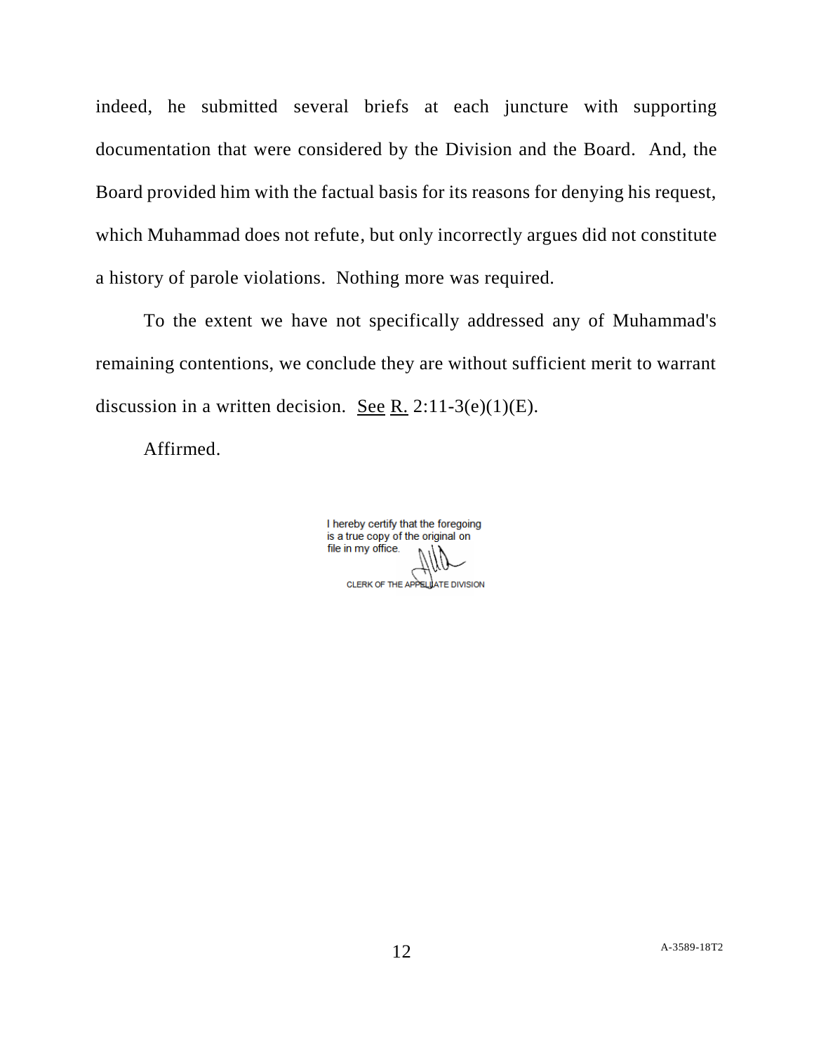indeed, he submitted several briefs at each juncture with supporting documentation that were considered by the Division and the Board. And, the Board provided him with the factual basis for its reasons for denying his request, which Muhammad does not refute, but only incorrectly argues did not constitute a history of parole violations. Nothing more was required.

To the extent we have not specifically addressed any of Muhammad's remaining contentions, we conclude they are without sufficient merit to warrant discussion in a written decision. See R. 2:11-3(e)(1)(E).

Affirmed.

I hereby certify that the foregoing is a true copy of the original on file in my office.

CLERK OF THE APPELLATE DIVISION